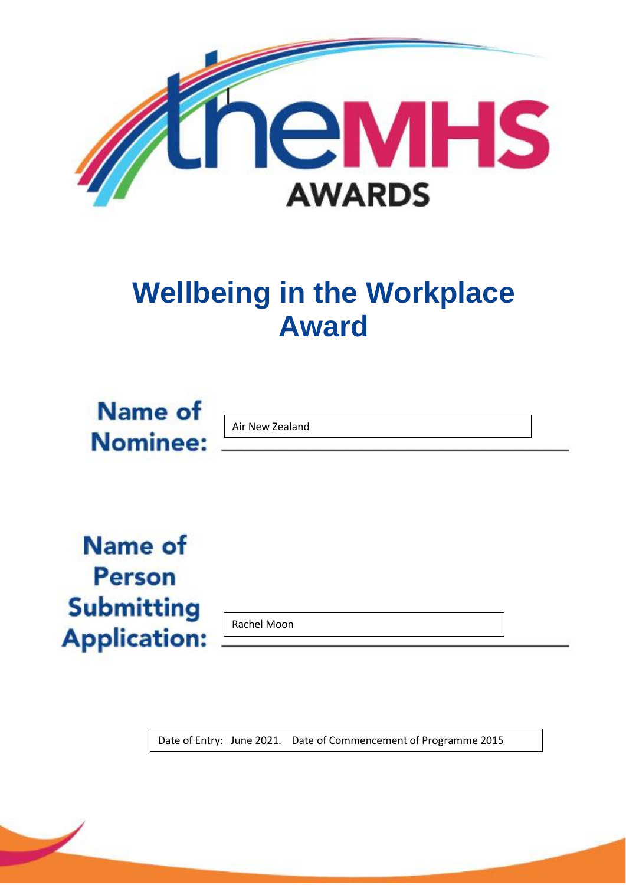theMHS AWARDS

# Wellbeing in the Workplace Award

**Name of Nominee:** Air New Zealand

**Name of Person Submitting Application:** Rachel Moon

Date of Entry: June 2021. Date of Commencement of Programme 2015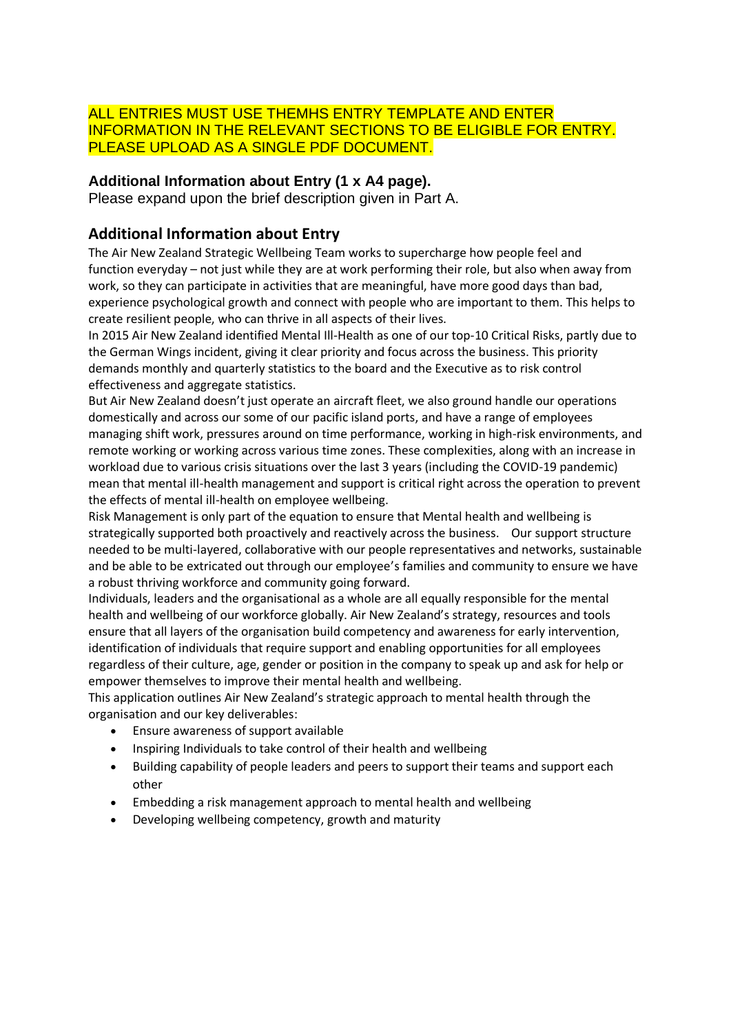ALL ENTRIES MUST USE THEMHS ENTRY TEMPLATE AND ENTER INFORMATION IN THE RELEVANT SECTIONS TO BE ELIGIBLE FOR ENTRY. PLEASE UPLOAD AS A SINGLE PDF DOCUMENT.

### Additional Information about Entry (1 x A4 page).

Please expand upon the brief description given in Part A.

## Additional Information about Entry

The Air New Zealand Strategic Wellbeing Team works to supercharge how people feel and function everyday – not just while they are at work performing their role, but also when away from work, so they can participate in activities that are meaningful, have more good days than bad, experience psychological growth and connect with people who are important to them. This helps to create resilient people, who can thrive in all aspects of their lives.

In 2015 Air New Zealand identified Mental Ill-Health as one of our top-10 Critical Risks, partly due to the German Wings incident, giving it clear priority and focus across the business. This priority demands monthly and quarterly statistics to the board and the Executive as to risk control effectiveness and aggregate statistics.

But Air New Zealand doesn't just operate an aircraft fleet, we also ground handle our operations domestically and across our some of our pacific island ports, and have a range of employees managing shift work, pressures around on time performance, working in high-risk environments, and remote working or working across various time zones. These complexities, along with an increase in workload due to various crisis situations over the last 3 years (including the COVID-19 pandemic) mean that mental ill-health management and support is critical right across the operation to prevent the effects of mental ill-health on employee wellbeing.

Risk Management is only part of the equation to ensure that Mental health and wellbeing is strategically supported both proactively and reactively across the business. Our support structure needed to be multi-layered, collaborative with our people representatives and networks, sustainable and be able to be extricated out through our employee's families and community to ensure we have a robust thriving workforce and community going forward.

Individuals, leaders and the organisational as a whole are all equally responsible for the mental health and wellbeing of our workforce globally. Air New Zealand's strategy, resources and tools ensure that all layers of the organisation build competency and awareness for early intervention, identification of individuals that require support and enabling opportunities for all employees regardless of their culture, age, gender or position in the company to speak up and ask for help or empower themselves to improve their mental health and wellbeing.

This application outlines Air New Zealand's strategic approach to mental health through the organisation and our key deliverables:

- Ensure awareness of support available
- Inspiring Individuals to take control of their health and wellbeing
- Building capability of people leaders and peers to support their teams and support each other
- Embedding a risk management approach to mental health and wellbeing
- Developing wellbeing competency, growth and maturity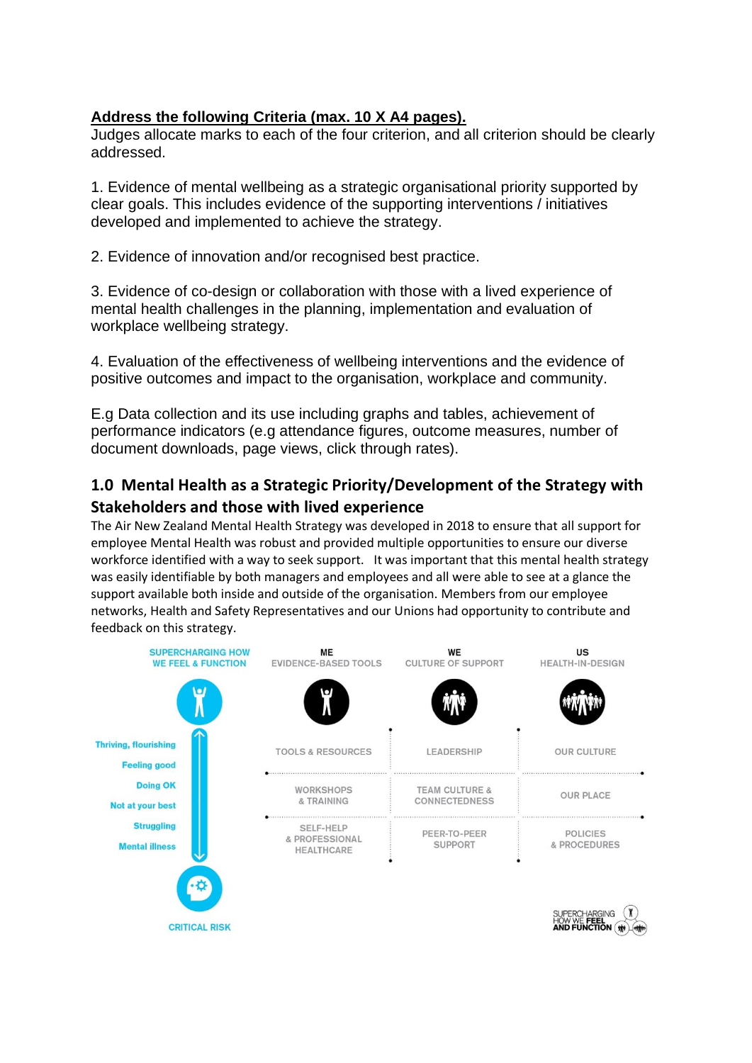**Address the following Criteria (max. 10 X A4 pages).**

Judges allocate marks to each of the four criterion, and all criterion should be clearly addressed.

1. Evidence of mental wellbeing as a strategic organisational priority supported by clear goals. This includes evidence of the supporting interventions / initiatives developed and implemented to achieve the strategy.

2. Evidence of innovation and/or recognised best practice.

3. Evidence of co-design or collaboration with those with a lived experience of mental health challenges in the planning, implementation and evaluation of workplace wellbeing strategy.

4. Evaluation of the effectiveness of wellbeing interventions and the evidence of positive outcomes and impact to the organisation, workplace and community.

E.g Data collection and its use including graphs and tables, achievement of performance indicators (e.g attendance figures, outcome measures, number of document downloads, page views, click through rates).

## 1.0 Mental Health as a Strategic Priority/Development of the Strategy with Stakeholders and those with lived experience

The Air New Zealand Mental Health Strategy was developed in 2018 to ensure that all support for employee Mental Health was robust and provided multiple opportunities to ensure our diverse workforce identified with a way to seek support. It was important that this mental health strategy was easily identifiable by both managers and employees and all were able to see at a glance the support available both inside and outside of the organisation. Members from our employee networks, Health and Safety Representatives and our Unions had opportunity to contribute and feedback on this strategy.

| SUPERCHARGING HOW WE FEEL & FUNCTION | ME EVIDENCE-BASED TOOLS | WE CULTURE OF SUPPORT | US HEALTH-IN-DESIGN |
|---|---|---|---|
| Thriving, flourishing / Feeling good | TOOLS & RESOURCES | LEADERSHIP | OUR CULTURE |
| Doing OK / Not at your best | WORKSHOPS & TRAINING | TEAM CULTURE & CONNECTEDNESS | OUR PLACE |
| Struggling / Mental illness | SELF-HELP & PROFESSIONAL HEALTHCARE | PEER-TO-PEER SUPPORT | POLICIES & PROCEDURES |
| CRITICAL RISK | | | |

SUPERCHARGING HOW WE FEEL AND FUNCTION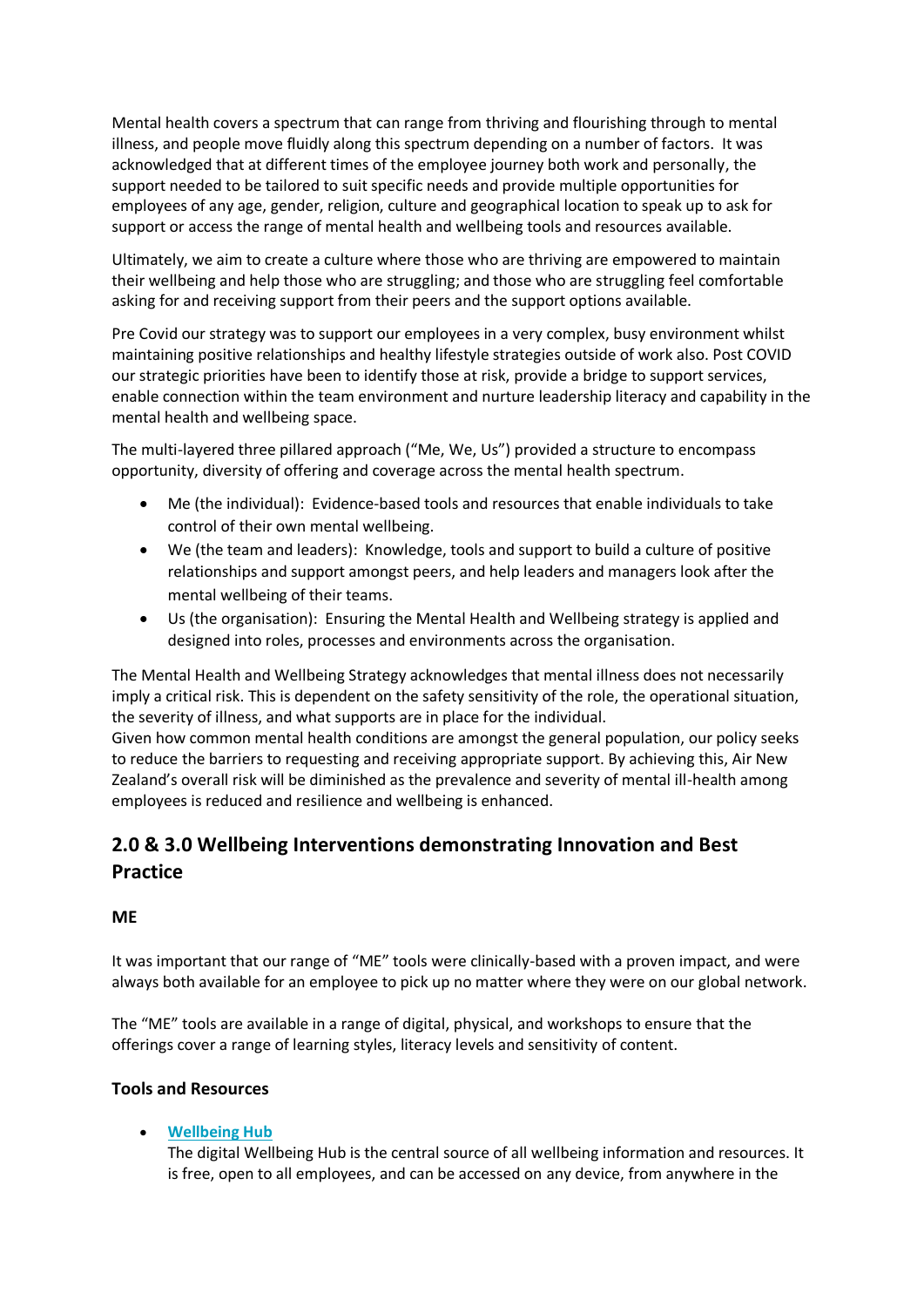Mental health covers a spectrum that can range from thriving and flourishing through to mental illness, and people move fluidly along this spectrum depending on a number of factors. It was acknowledged that at different times of the employee journey both work and personally, the support needed to be tailored to suit specific needs and provide multiple opportunities for employees of any age, gender, religion, culture and geographical location to speak up to ask for support or access the range of mental health and wellbeing tools and resources available.

Ultimately, we aim to create a culture where those who are thriving are empowered to maintain their wellbeing and help those who are struggling; and those who are struggling feel comfortable asking for and receiving support from their peers and the support options available.

Pre Covid our strategy was to support our employees in a very complex, busy environment whilst maintaining positive relationships and healthy lifestyle strategies outside of work also. Post COVID our strategic priorities have been to identify those at risk, provide a bridge to support services, enable connection within the team environment and nurture leadership literacy and capability in the mental health and wellbeing space.

The multi-layered three pillared approach ("Me, We, Us") provided a structure to encompass opportunity, diversity of offering and coverage across the mental health spectrum.

- Me (the individual): Evidence-based tools and resources that enable individuals to take control of their own mental wellbeing.
- We (the team and leaders): Knowledge, tools and support to build a culture of positive relationships and support amongst peers, and help leaders and managers look after the mental wellbeing of their teams.
- Us (the organisation): Ensuring the Mental Health and Wellbeing strategy is applied and designed into roles, processes and environments across the organisation.

The Mental Health and Wellbeing Strategy acknowledges that mental illness does not necessarily imply a critical risk. This is dependent on the safety sensitivity of the role, the operational situation, the severity of illness, and what supports are in place for the individual.
Given how common mental health conditions are amongst the general population, our policy seeks to reduce the barriers to requesting and receiving appropriate support. By achieving this, Air New Zealand's overall risk will be diminished as the prevalence and severity of mental ill-health among employees is reduced and resilience and wellbeing is enhanced.

## 2.0 & 3.0 Wellbeing Interventions demonstrating Innovation and Best Practice

**ME**

It was important that our range of "ME" tools were clinically-based with a proven impact, and were always both available for an employee to pick up no matter where they were on our global network.

The "ME" tools are available in a range of digital, physical, and workshops to ensure that the offerings cover a range of learning styles, literacy levels and sensitivity of content.

**Tools and Resources**

- **Wellbeing Hub**
  The digital Wellbeing Hub is the central source of all wellbeing information and resources. It is free, open to all employees, and can be accessed on any device, from anywhere in the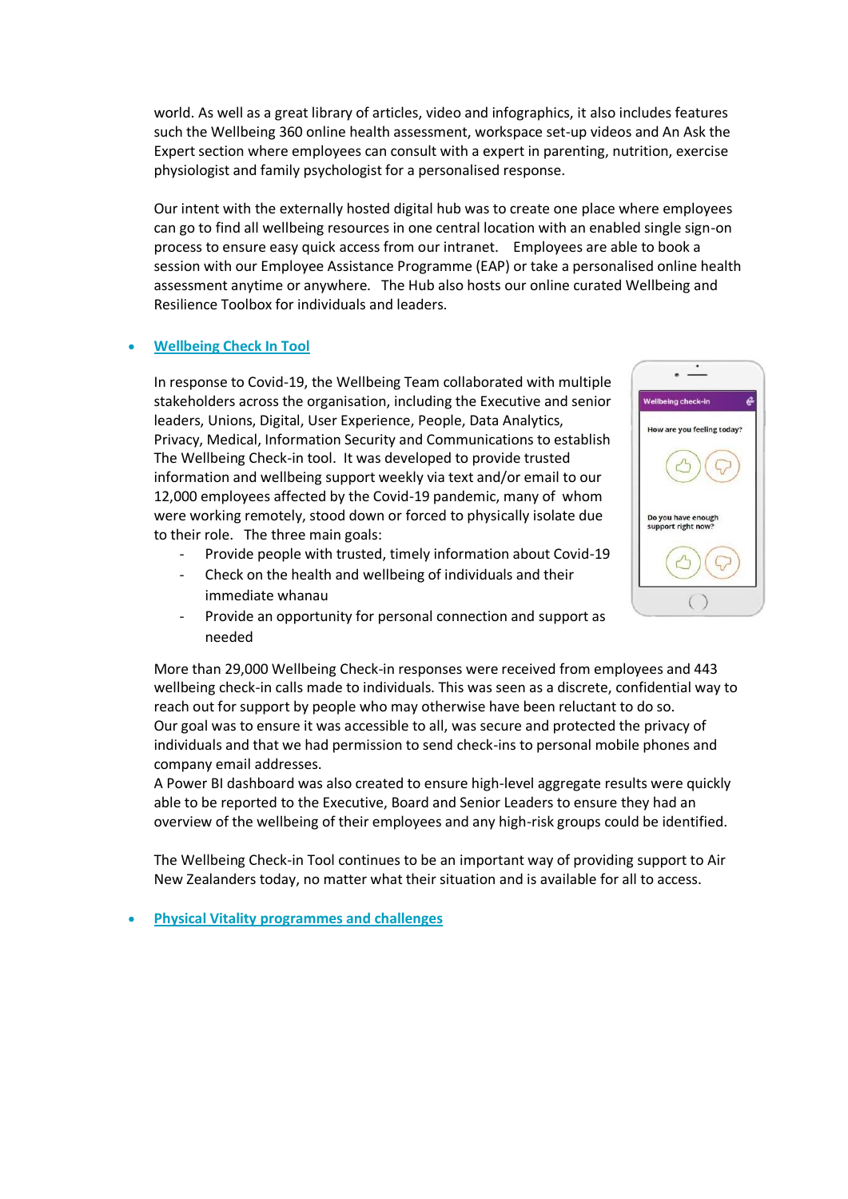world. As well as a great library of articles, video and infographics, it also includes features such the Wellbeing 360 online health assessment, workspace set-up videos and An Ask the Expert section where employees can consult with a expert in parenting, nutrition, exercise physiologist and family psychologist for a personalised response.

Our intent with the externally hosted digital hub was to create one place where employees can go to find all wellbeing resources in one central location with an enabled single sign-on process to ensure easy quick access from our intranet. Employees are able to book a session with our Employee Assistance Programme (EAP) or take a personalised online health assessment anytime or anywhere. The Hub also hosts our online curated Wellbeing and Resilience Toolbox for individuals and leaders.

- **Wellbeing Check In Tool**

  In response to Covid-19, the Wellbeing Team collaborated with multiple stakeholders across the organisation, including the Executive and senior leaders, Unions, Digital, User Experience, People, Data Analytics, Privacy, Medical, Information Security and Communications to establish The Wellbeing Check-in tool. It was developed to provide trusted information and wellbeing support weekly via text and/or email to our 12,000 employees affected by the Covid-19 pandemic, many of whom were working remotely, stood down or forced to physically isolate due to their role. The three main goals:

  - Provide people with trusted, timely information about Covid-19
  - Check on the health and wellbeing of individuals and their immediate whanau
  - Provide an opportunity for personal connection and support as needed

  More than 29,000 Wellbeing Check-in responses were received from employees and 443 wellbeing check-in calls made to individuals. This was seen as a discrete, confidential way to reach out for support by people who may otherwise have been reluctant to do so.
  Our goal was to ensure it was accessible to all, was secure and protected the privacy of individuals and that we had permission to send check-ins to personal mobile phones and company email addresses.
  A Power BI dashboard was also created to ensure high-level aggregate results were quickly able to be reported to the Executive, Board and Senior Leaders to ensure they had an overview of the wellbeing of their employees and any high-risk groups could be identified.

  The Wellbeing Check-in Tool continues to be an important way of providing support to Air New Zealanders today, no matter what their situation and is available for all to access.

- **Physical Vitality programmes and challenges**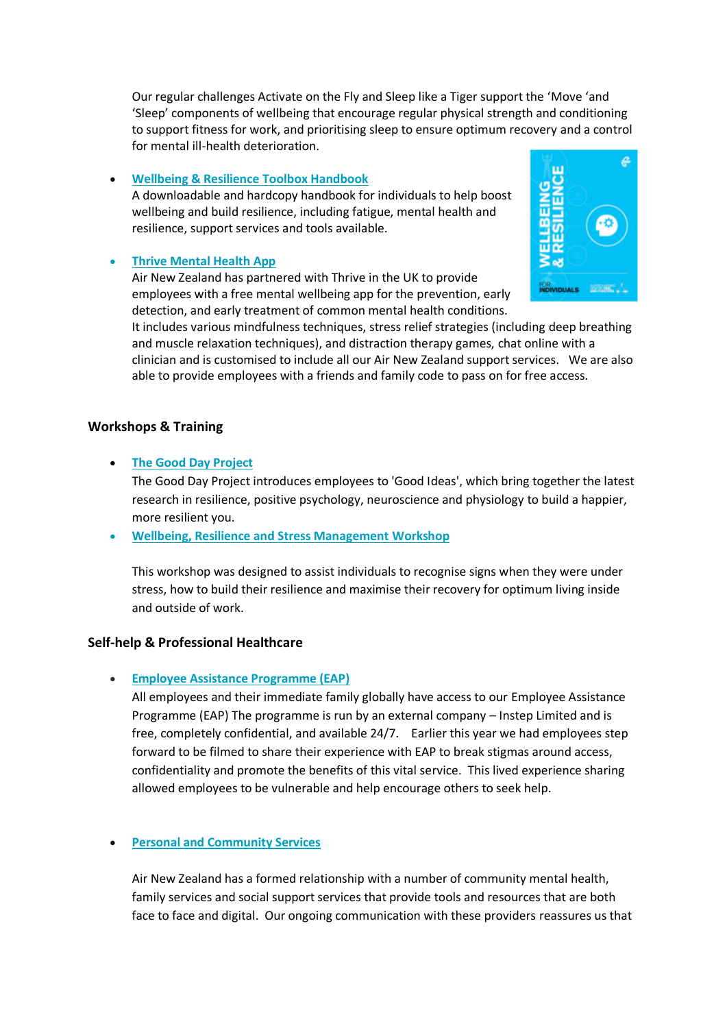Our regular challenges Activate on the Fly and Sleep like a Tiger support the 'Move 'and 'Sleep' components of wellbeing that encourage regular physical strength and conditioning to support fitness for work, and prioritising sleep to ensure optimum recovery and a control for mental ill-health deterioration.

- **Wellbeing & Resilience Toolbox Handbook**
  A downloadable and hardcopy handbook for individuals to help boost wellbeing and build resilience, including fatigue, mental health and resilience, support services and tools available.

- **Thrive Mental Health App**
  Air New Zealand has partnered with Thrive in the UK to provide employees with a free mental wellbeing app for the prevention, early detection, and early treatment of common mental health conditions.
  It includes various mindfulness techniques, stress relief strategies (including deep breathing and muscle relaxation techniques), and distraction therapy games, chat online with a clinician and is customised to include all our Air New Zealand support services. We are also able to provide employees with a friends and family code to pass on for free access.

### Workshops & Training

- **The Good Day Project**
  The Good Day Project introduces employees to 'Good Ideas', which bring together the latest research in resilience, positive psychology, neuroscience and physiology to build a happier, more resilient you.

- **Wellbeing, Resilience and Stress Management Workshop**

  This workshop was designed to assist individuals to recognise signs when they were under stress, how to build their resilience and maximise their recovery for optimum living inside and outside of work.

### Self-help & Professional Healthcare

- **Employee Assistance Programme (EAP)**
  All employees and their immediate family globally have access to our Employee Assistance Programme (EAP) The programme is run by an external company – Instep Limited and is free, completely confidential, and available 24/7. Earlier this year we had employees step forward to be filmed to share their experience with EAP to break stigmas around access, confidentiality and promote the benefits of this vital service. This lived experience sharing allowed employees to be vulnerable and help encourage others to seek help.

- **Personal and Community Services**

  Air New Zealand has a formed relationship with a number of community mental health, family services and social support services that provide tools and resources that are both face to face and digital. Our ongoing communication with these providers reassures us that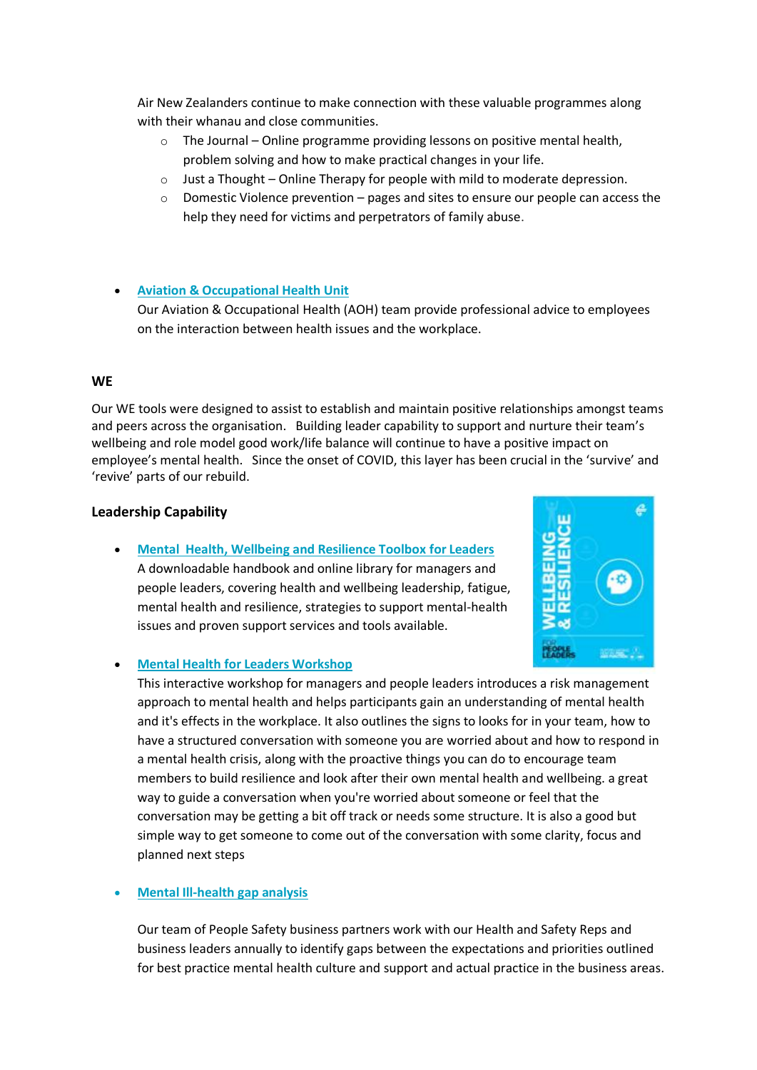Air New Zealanders continue to make connection with these valuable programmes along with their whanau and close communities.

- The Journal – Online programme providing lessons on positive mental health, problem solving and how to make practical changes in your life.
- Just a Thought – Online Therapy for people with mild to moderate depression.
- Domestic Violence prevention – pages and sites to ensure our people can access the help they need for victims and perpetrators of family abuse.

- **Aviation & Occupational Health Unit**
  Our Aviation & Occupational Health (AOH) team provide professional advice to employees on the interaction between health issues and the workplace.

**WE**

Our WE tools were designed to assist to establish and maintain positive relationships amongst teams and peers across the organisation. Building leader capability to support and nurture their team's wellbeing and role model good work/life balance will continue to have a positive impact on employee's mental health. Since the onset of COVID, this layer has been crucial in the 'survive' and 'revive' parts of our rebuild.

**Leadership Capability**

- **Mental Health, Wellbeing and Resilience Toolbox for Leaders**
  A downloadable handbook and online library for managers and people leaders, covering health and wellbeing leadership, fatigue, mental health and resilience, strategies to support mental-health issues and proven support services and tools available.

- **Mental Health for Leaders Workshop**
  This interactive workshop for managers and people leaders introduces a risk management approach to mental health and helps participants gain an understanding of mental health and it's effects in the workplace. It also outlines the signs to looks for in your team, how to have a structured conversation with someone you are worried about and how to respond in a mental health crisis, along with the proactive things you can do to encourage team members to build resilience and look after their own mental health and wellbeing. a great way to guide a conversation when you're worried about someone or feel that the conversation may be getting a bit off track or needs some structure. It is also a good but simple way to get someone to come out of the conversation with some clarity, focus and planned next steps

- **Mental Ill-health gap analysis**

  Our team of People Safety business partners work with our Health and Safety Reps and business leaders annually to identify gaps between the expectations and priorities outlined for best practice mental health culture and support and actual practice in the business areas.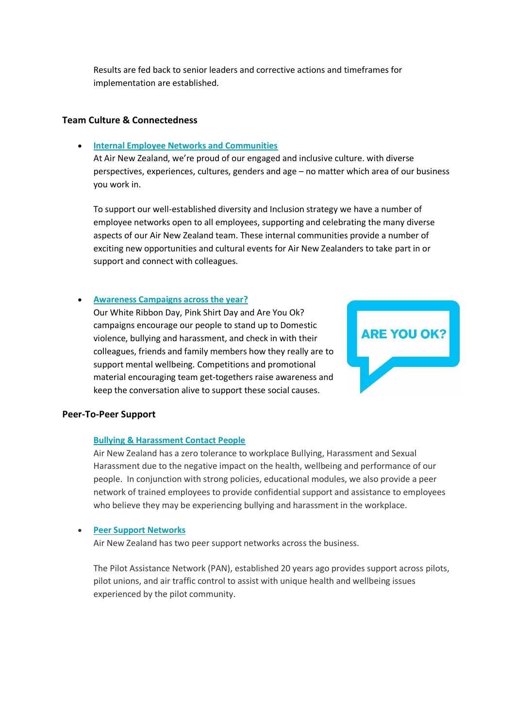Results are fed back to senior leaders and corrective actions and timeframes for implementation are established.

**Team Culture & Connectedness**

- **Internal Employee Networks and Communities**
  At Air New Zealand, we're proud of our engaged and inclusive culture. with diverse perspectives, experiences, cultures, genders and age – no matter which area of our business you work in.

  To support our well-established diversity and Inclusion strategy we have a number of employee networks open to all employees, supporting and celebrating the many diverse aspects of our Air New Zealand team. These internal communities provide a number of exciting new opportunities and cultural events for Air New Zealanders to take part in or support and connect with colleagues.

- **Awareness Campaigns across the year?**
  Our White Ribbon Day, Pink Shirt Day and Are You Ok? campaigns encourage our people to stand up to Domestic violence, bullying and harassment, and check in with their colleagues, friends and family members how they really are to support mental wellbeing. Competitions and promotional material encouraging team get-togethers raise awareness and keep the conversation alive to support these social causes.

**Peer-To-Peer Support**

**Bullying & Harassment Contact People**
Air New Zealand has a zero tolerance to workplace Bullying, Harassment and Sexual Harassment due to the negative impact on the health, wellbeing and performance of our people. In conjunction with strong policies, educational modules, we also provide a peer network of trained employees to provide confidential support and assistance to employees who believe they may be experiencing bullying and harassment in the workplace.

- **Peer Support Networks**
  Air New Zealand has two peer support networks across the business.

  The Pilot Assistance Network (PAN), established 20 years ago provides support across pilots, pilot unions, and air traffic control to assist with unique health and wellbeing issues experienced by the pilot community.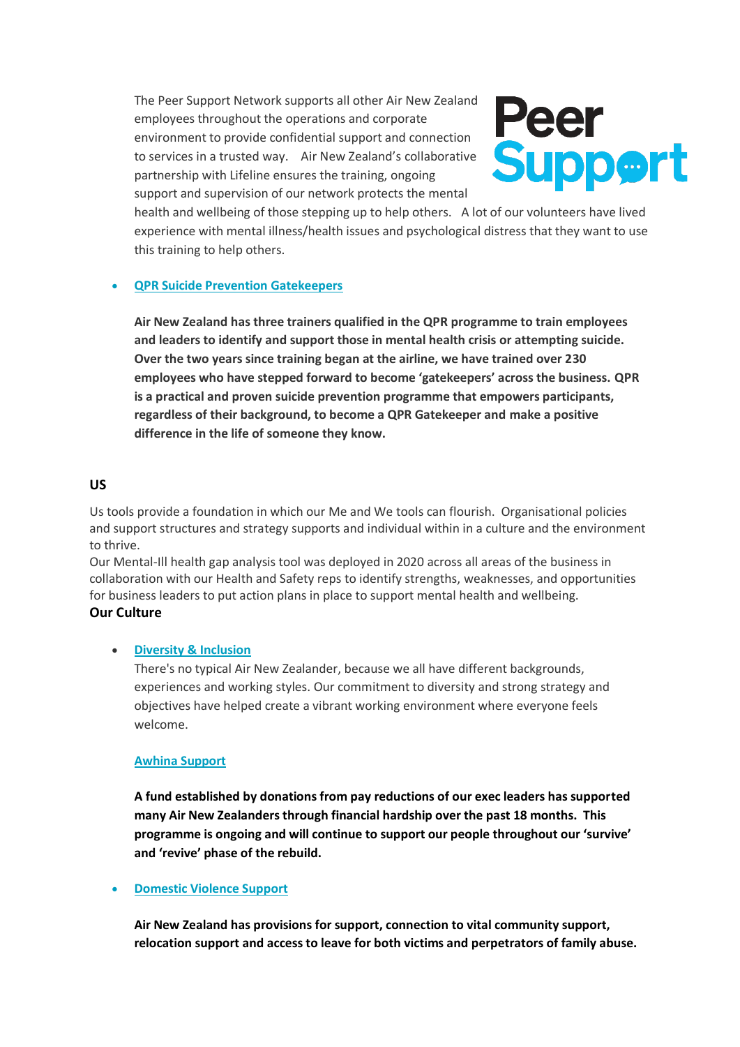The Peer Support Network supports all other Air New Zealand employees throughout the operations and corporate environment to provide confidential support and connection to services in a trusted way. Air New Zealand's collaborative partnership with Lifeline ensures the training, ongoing support and supervision of our network protects the mental health and wellbeing of those stepping up to help others. A lot of our volunteers have lived experience with mental illness/health issues and psychological distress that they want to use this training to help others.

- QPR Suicide Prevention Gatekeepers

  **Air New Zealand has three trainers qualified in the QPR programme to train employees and leaders to identify and support those in mental health crisis or attempting suicide. Over the two years since training began at the airline, we have trained over 230 employees who have stepped forward to become 'gatekeepers' across the business. QPR is a practical and proven suicide prevention programme that empowers participants, regardless of their background, to become a QPR Gatekeeper and make a positive difference in the life of someone they know.**

## US

Us tools provide a foundation in which our Me and We tools can flourish. Organisational policies and support structures and strategy supports and individual within in a culture and the environment to thrive.

Our Mental-Ill health gap analysis tool was deployed in 2020 across all areas of the business in collaboration with our Health and Safety reps to identify strengths, weaknesses, and opportunities for business leaders to put action plans in place to support mental health and wellbeing.

**Our Culture**

- Diversity & Inclusion

  There's no typical Air New Zealander, because we all have different backgrounds, experiences and working styles. Our commitment to diversity and strong strategy and objectives have helped create a vibrant working environment where everyone feels welcome.

  Awhina Support

  **A fund established by donations from pay reductions of our exec leaders has supported many Air New Zealanders through financial hardship over the past 18 months. This programme is ongoing and will continue to support our people throughout our 'survive' and 'revive' phase of the rebuild.**

- Domestic Violence Support

  **Air New Zealand has provisions for support, connection to vital community support, relocation support and access to leave for both victims and perpetrators of family abuse.**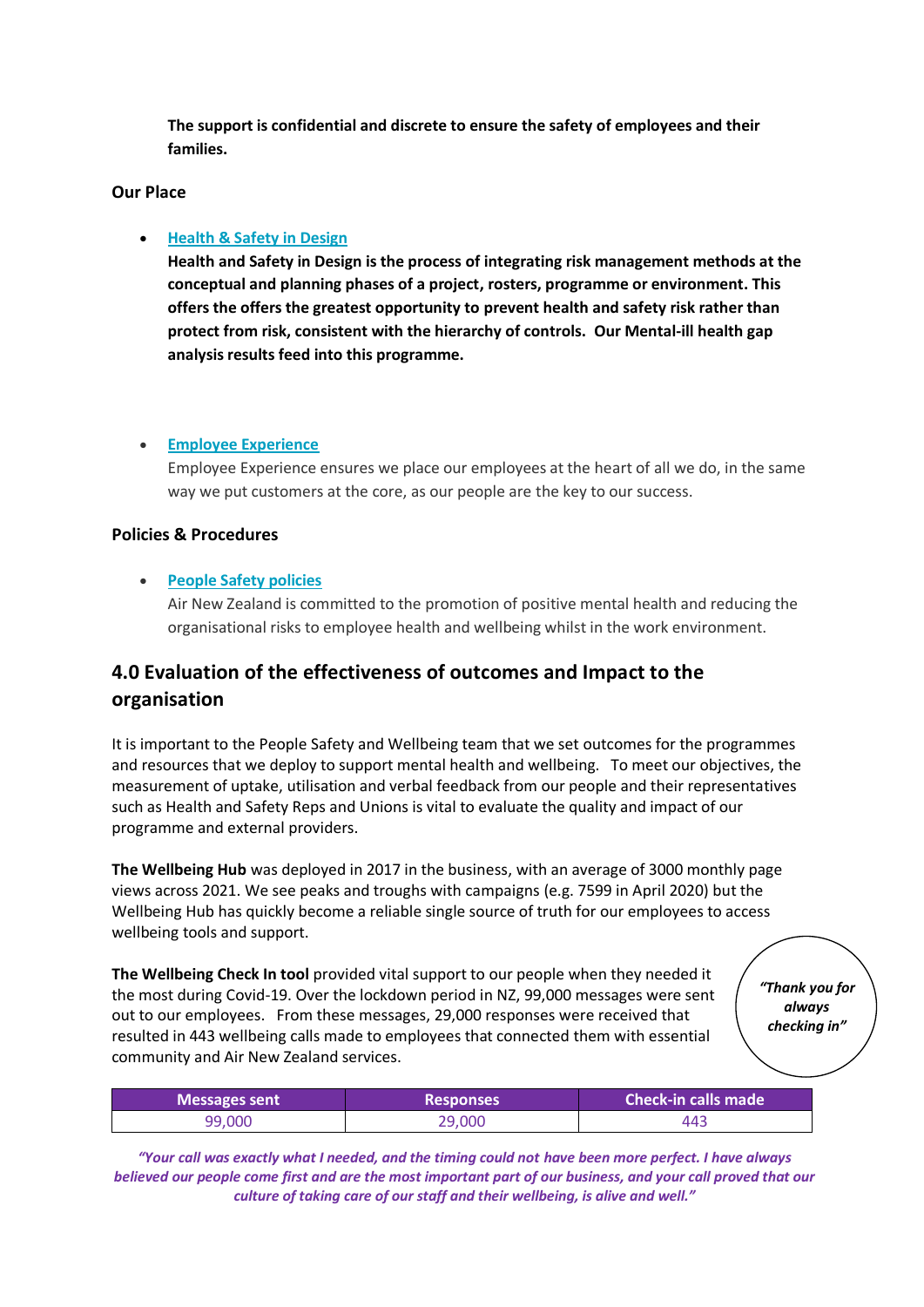**The support is confidential and discrete to ensure the safety of employees and their families.**

**Our Place**

- **[Health & Safety in Design]**
  **Health and Safety in Design is the process of integrating risk management methods at the conceptual and planning phases of a project, rosters, programme or environment. This offers the offers the greatest opportunity to prevent health and safety risk rather than protect from risk, consistent with the hierarchy of controls. Our Mental-ill health gap analysis results feed into this programme.**

- **[Employee Experience]**
  Employee Experience ensures we place our employees at the heart of all we do, in the same way we put customers at the core, as our people are the key to our success.

**Policies & Procedures**

- **[People Safety policies]**
  Air New Zealand is committed to the promotion of positive mental health and reducing the organisational risks to employee health and wellbeing whilst in the work environment.

## 4.0 Evaluation of the effectiveness of outcomes and Impact to the organisation

It is important to the People Safety and Wellbeing team that we set outcomes for the programmes and resources that we deploy to support mental health and wellbeing. To meet our objectives, the measurement of uptake, utilisation and verbal feedback from our people and their representatives such as Health and Safety Reps and Unions is vital to evaluate the quality and impact of our programme and external providers.

**The Wellbeing Hub** was deployed in 2017 in the business, with an average of 3000 monthly page views across 2021. We see peaks and troughs with campaigns (e.g. 7599 in April 2020) but the Wellbeing Hub has quickly become a reliable single source of truth for our employees to access wellbeing tools and support.

**The Wellbeing Check In tool** provided vital support to our people when they needed it the most during Covid-19. Over the lockdown period in NZ, 99,000 messages were sent out to our employees. From these messages, 29,000 responses were received that resulted in 443 wellbeing calls made to employees that connected them with essential community and Air New Zealand services.

***"Thank you for always checking in"***

| Messages sent | Responses | Check-in calls made |
| --- | --- | --- |
| 99,000 | 29,000 | 443 |

***"Your call was exactly what I needed, and the timing could not have been more perfect. I have always believed our people come first and are the most important part of our business, and your call proved that our culture of taking care of our staff and their wellbeing, is alive and well."***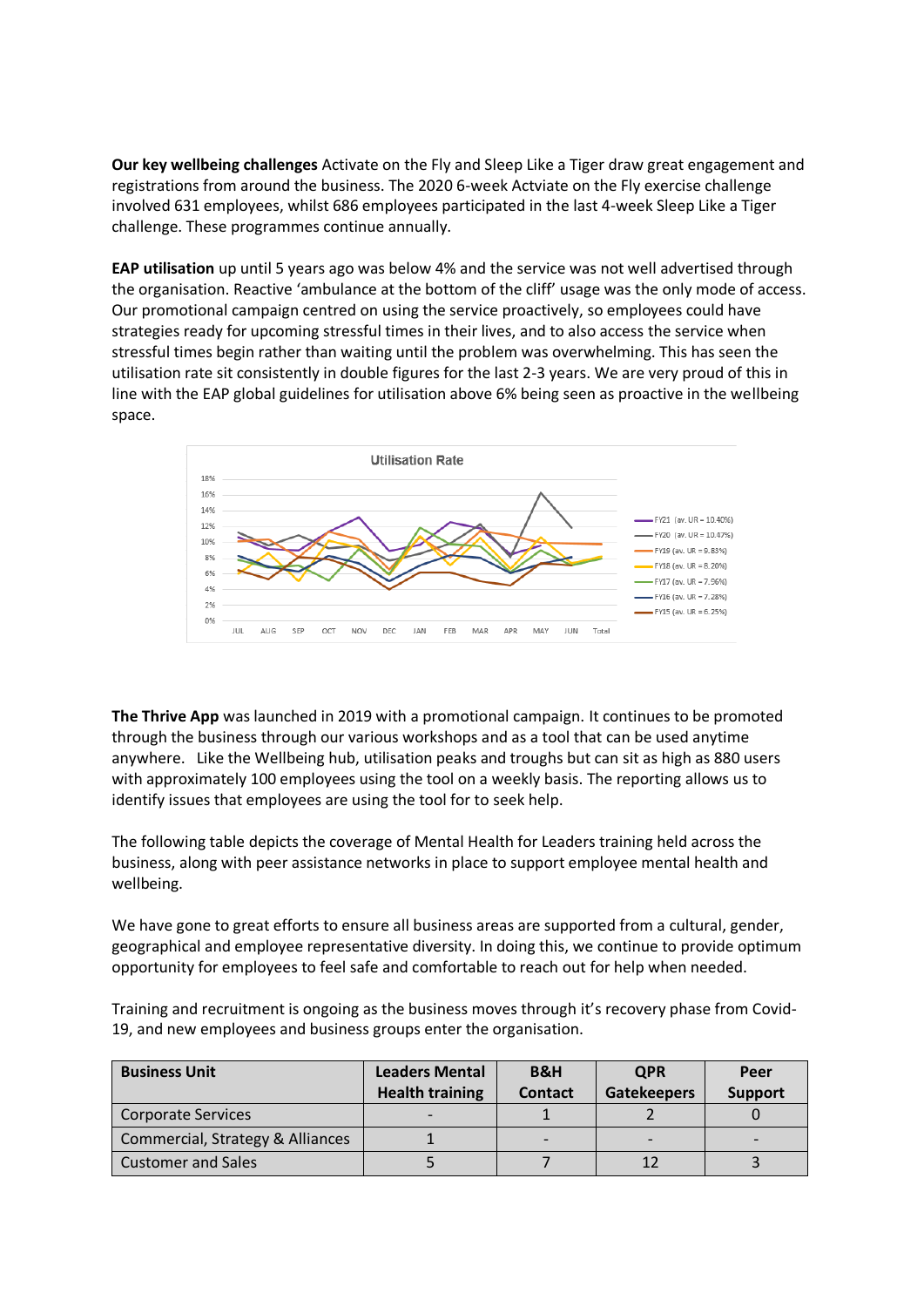**Our key wellbeing challenges** Activate on the Fly and Sleep Like a Tiger draw great engagement and registrations from around the business. The 2020 6-week Actviate on the Fly exercise challenge involved 631 employees, whilst 686 employees participated in the last 4-week Sleep Like a Tiger challenge. These programmes continue annually.

**EAP utilisation** up until 5 years ago was below 4% and the service was not well advertised through the organisation. Reactive 'ambulance at the bottom of the cliff' usage was the only mode of access. Our promotional campaign centred on using the service proactively, so employees could have strategies ready for upcoming stressful times in their lives, and to also access the service when stressful times begin rather than waiting until the problem was overwhelming. This has seen the utilisation rate sit consistently in double figures for the last 2-3 years. We are very proud of this in line with the EAP global guidelines for utilisation above 6% being seen as proactive in the wellbeing space.

**The Thrive App** was launched in 2019 with a promotional campaign. It continues to be promoted through the business through our various workshops and as a tool that can be used anytime anywhere. Like the Wellbeing hub, utilisation peaks and troughs but can sit as high as 880 users with approximately 100 employees using the tool on a weekly basis. The reporting allows us to identify issues that employees are using the tool for to seek help.

The following table depicts the coverage of Mental Health for Leaders training held across the business, along with peer assistance networks in place to support employee mental health and wellbeing.

We have gone to great efforts to ensure all business areas are supported from a cultural, gender, geographical and employee representative diversity. In doing this, we continue to provide optimum opportunity for employees to feel safe and comfortable to reach out for help when needed.

Training and recruitment is ongoing as the business moves through it's recovery phase from Covid-19, and new employees and business groups enter the organisation.

| Business Unit | Leaders Mental Health training | B&H Contact | QPR Gatekeepers | Peer Support |
|---|---|---|---|---|
| Corporate Services | - | 1 | 2 | 0 |
| Commercial, Strategy & Alliances | 1 | - | - | - |
| Customer and Sales | 5 | 7 | 12 | 3 |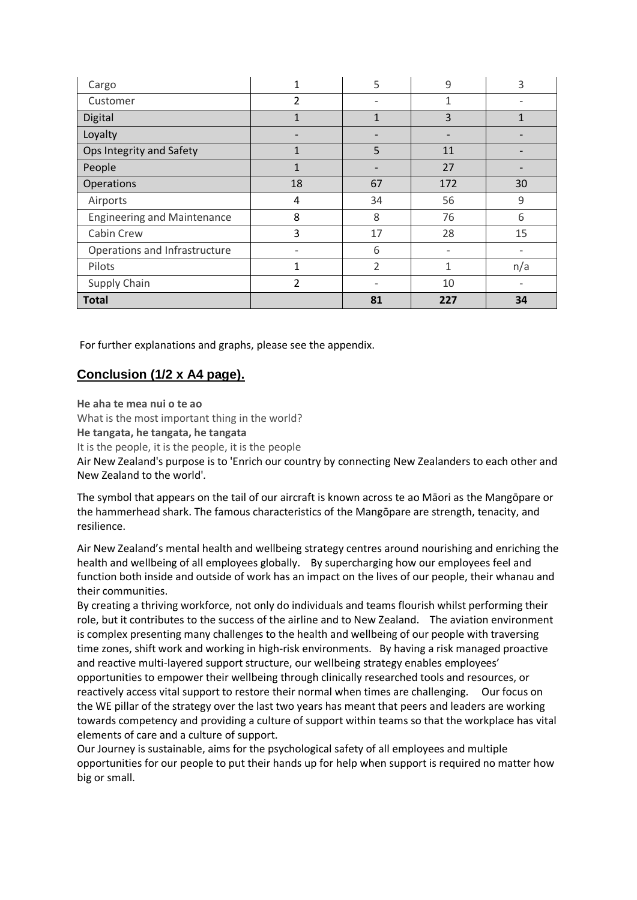| Cargo | 1 | 5 | 9 | 3 |
|---|---|---|---|---|
| Customer | 2 | - | 1 | - |
| Digital | 1 | 1 | 3 | 1 |
| Loyalty | - | - | - | - |
| Ops Integrity and Safety | 1 | 5 | 11 | - |
| People | 1 | - | 27 | - |
| Operations | 18 | 67 | 172 | 30 |
| Airports | 4 | 34 | 56 | 9 |
| Engineering and Maintenance | 8 | 8 | 76 | 6 |
| Cabin Crew | 3 | 17 | 28 | 15 |
| Operations and Infrastructure | - | 6 | - | - |
| Pilots | 1 | 2 | 1 | n/a |
| Supply Chain | 2 | - | 10 | - |
| **Total** | | **81** | **227** | **34** |

For further explanations and graphs, please see the appendix.

## Conclusion (1/2 x A4 page).

**He aha te mea nui o te ao**

What is the most important thing in the world?

**He tangata, he tangata, he tangata**

It is the people, it is the people, it is the people

Air New Zealand's purpose is to 'Enrich our country by connecting New Zealanders to each other and New Zealand to the world'.

The symbol that appears on the tail of our aircraft is known across te ao Māori as the Mangōpare or the hammerhead shark. The famous characteristics of the Mangōpare are strength, tenacity, and resilience.

Air New Zealand's mental health and wellbeing strategy centres around nourishing and enriching the health and wellbeing of all employees globally. By supercharging how our employees feel and function both inside and outside of work has an impact on the lives of our people, their whanau and their communities.

By creating a thriving workforce, not only do individuals and teams flourish whilst performing their role, but it contributes to the success of the airline and to New Zealand. The aviation environment is complex presenting many challenges to the health and wellbeing of our people with traversing time zones, shift work and working in high-risk environments. By having a risk managed proactive and reactive multi-layered support structure, our wellbeing strategy enables employees' opportunities to empower their wellbeing through clinically researched tools and resources, or reactively access vital support to restore their normal when times are challenging. Our focus on the WE pillar of the strategy over the last two years has meant that peers and leaders are working towards competency and providing a culture of support within teams so that the workplace has vital elements of care and a culture of support.

Our Journey is sustainable, aims for the psychological safety of all employees and multiple opportunities for our people to put their hands up for help when support is required no matter how big or small.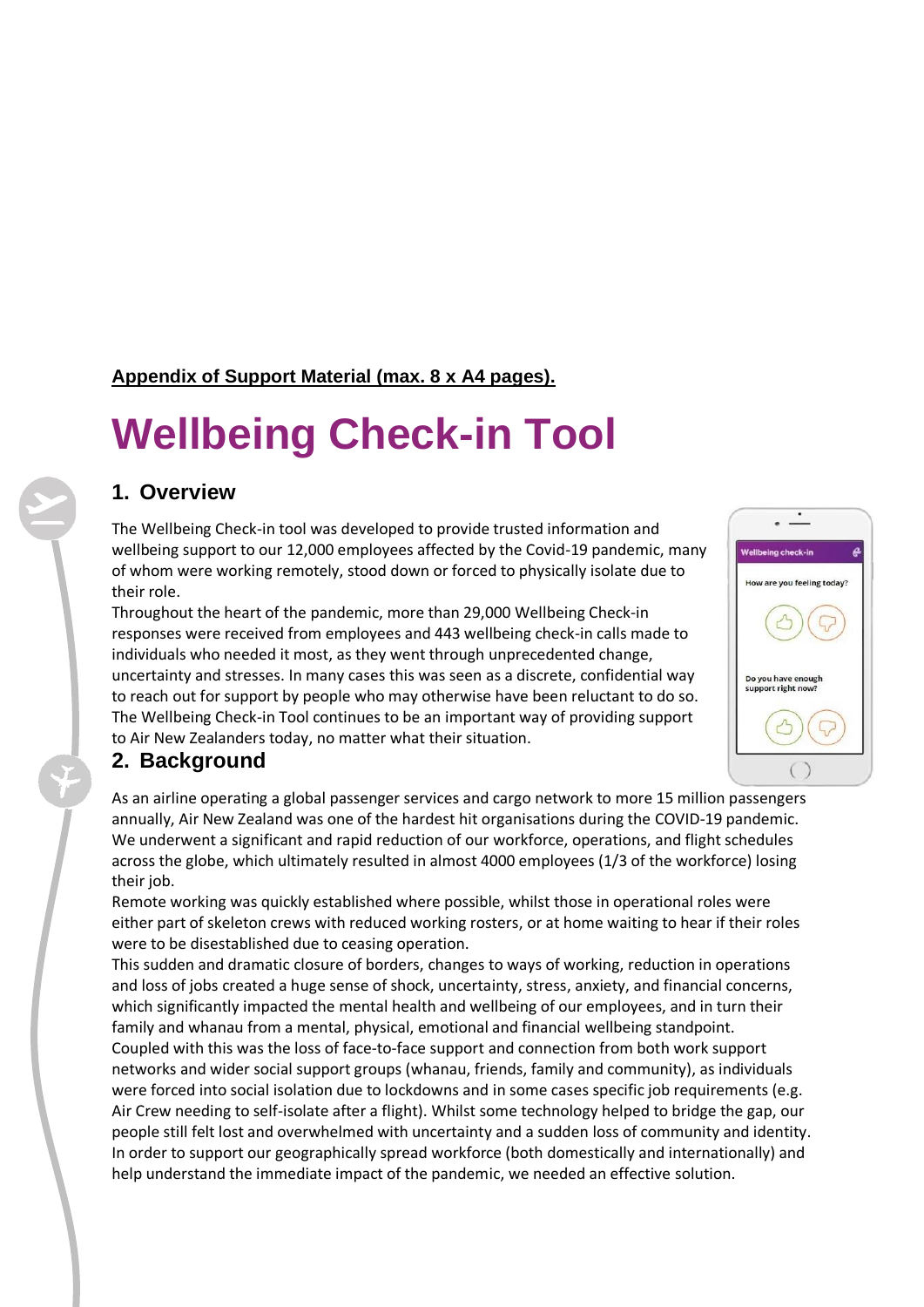**Appendix of Support Material (max. 8 x A4 pages).**

# Wellbeing Check-in Tool

## 1. Overview

The Wellbeing Check-in tool was developed to provide trusted information and wellbeing support to our 12,000 employees affected by the Covid-19 pandemic, many of whom were working remotely, stood down or forced to physically isolate due to their role.

Throughout the heart of the pandemic, more than 29,000 Wellbeing Check-in responses were received from employees and 443 wellbeing check-in calls made to individuals who needed it most, as they went through unprecedented change, uncertainty and stresses. In many cases this was seen as a discrete, confidential way to reach out for support by people who may otherwise have been reluctant to do so. The Wellbeing Check-in Tool continues to be an important way of providing support to Air New Zealanders today, no matter what their situation.

Wellbeing check-in

How are you feeling today?

Do you have enough support right now?

## 2. Background

As an airline operating a global passenger services and cargo network to more 15 million passengers annually, Air New Zealand was one of the hardest hit organisations during the COVID-19 pandemic. We underwent a significant and rapid reduction of our workforce, operations, and flight schedules across the globe, which ultimately resulted in almost 4000 employees (1/3 of the workforce) losing their job.

Remote working was quickly established where possible, whilst those in operational roles were either part of skeleton crews with reduced working rosters, or at home waiting to hear if their roles were to be disestablished due to ceasing operation.

This sudden and dramatic closure of borders, changes to ways of working, reduction in operations and loss of jobs created a huge sense of shock, uncertainty, stress, anxiety, and financial concerns, which significantly impacted the mental health and wellbeing of our employees, and in turn their family and whanau from a mental, physical, emotional and financial wellbeing standpoint.

Coupled with this was the loss of face-to-face support and connection from both work support networks and wider social support groups (whanau, friends, family and community), as individuals were forced into social isolation due to lockdowns and in some cases specific job requirements (e.g. Air Crew needing to self-isolate after a flight). Whilst some technology helped to bridge the gap, our people still felt lost and overwhelmed with uncertainty and a sudden loss of community and identity.

In order to support our geographically spread workforce (both domestically and internationally) and help understand the immediate impact of the pandemic, we needed an effective solution.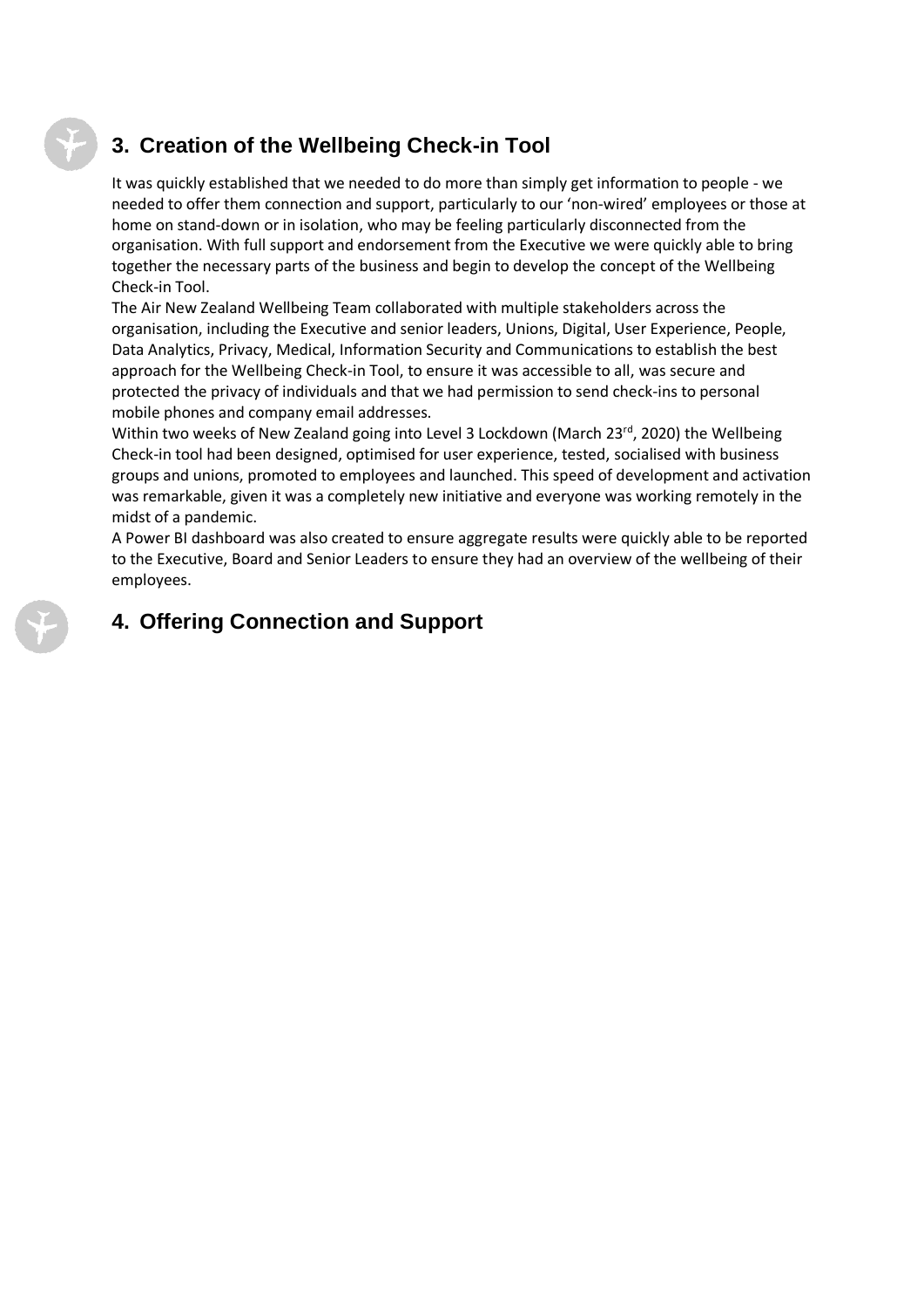## 3. Creation of the Wellbeing Check-in Tool

It was quickly established that we needed to do more than simply get information to people - we needed to offer them connection and support, particularly to our 'non-wired' employees or those at home on stand-down or in isolation, who may be feeling particularly disconnected from the organisation. With full support and endorsement from the Executive we were quickly able to bring together the necessary parts of the business and begin to develop the concept of the Wellbeing Check-in Tool.

The Air New Zealand Wellbeing Team collaborated with multiple stakeholders across the organisation, including the Executive and senior leaders, Unions, Digital, User Experience, People, Data Analytics, Privacy, Medical, Information Security and Communications to establish the best approach for the Wellbeing Check-in Tool, to ensure it was accessible to all, was secure and protected the privacy of individuals and that we had permission to send check-ins to personal mobile phones and company email addresses.

Within two weeks of New Zealand going into Level 3 Lockdown (March 23rd, 2020) the Wellbeing Check-in tool had been designed, optimised for user experience, tested, socialised with business groups and unions, promoted to employees and launched. This speed of development and activation was remarkable, given it was a completely new initiative and everyone was working remotely in the midst of a pandemic.

A Power BI dashboard was also created to ensure aggregate results were quickly able to be reported to the Executive, Board and Senior Leaders to ensure they had an overview of the wellbeing of their employees.

## 4. Offering Connection and Support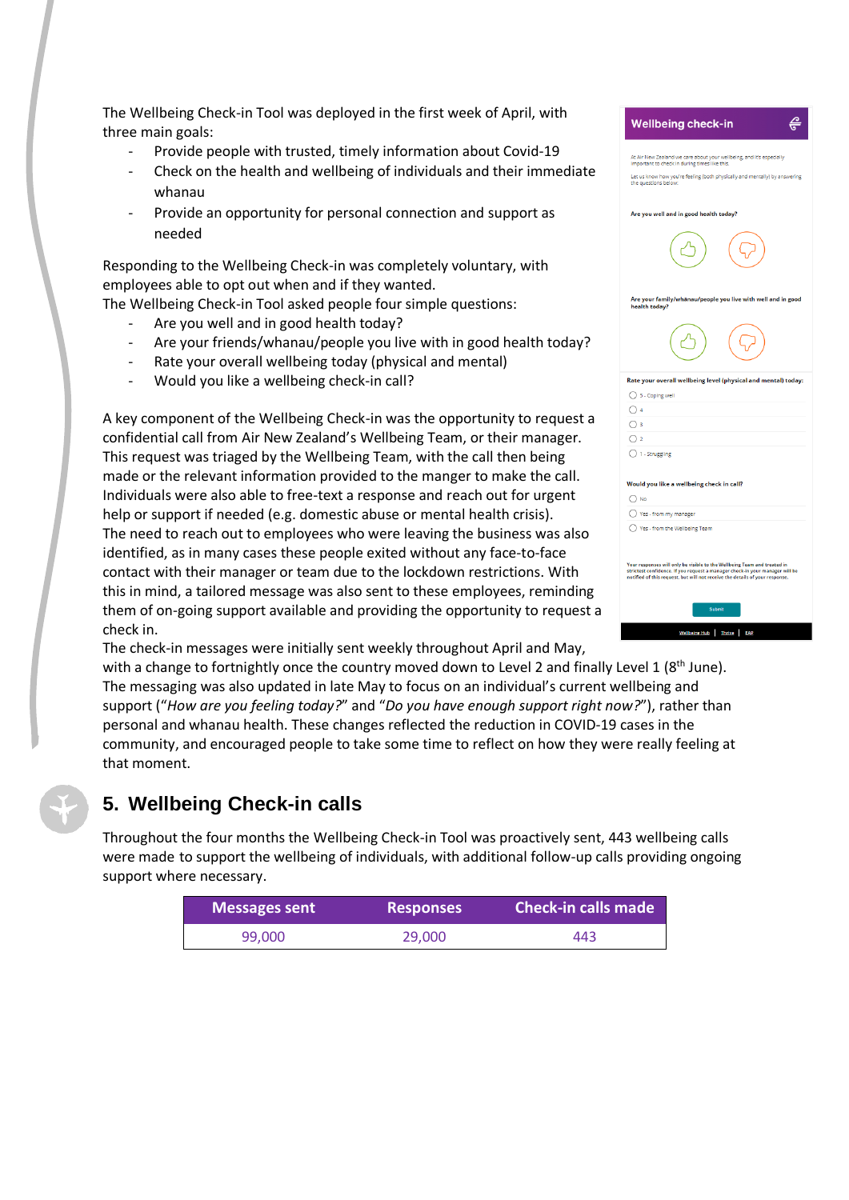The Wellbeing Check-in Tool was deployed in the first week of April, with three main goals:

- Provide people with trusted, timely information about Covid-19
- Check on the health and wellbeing of individuals and their immediate whanau
- Provide an opportunity for personal connection and support as needed

Responding to the Wellbeing Check-in was completely voluntary, with employees able to opt out when and if they wanted.
The Wellbeing Check-in Tool asked people four simple questions:

- Are you well and in good health today?
- Are your friends/whanau/people you live with in good health today?
- Rate your overall wellbeing today (physical and mental)
- Would you like a wellbeing check-in call?

A key component of the Wellbeing Check-in was the opportunity to request a confidential call from Air New Zealand's Wellbeing Team, or their manager. This request was triaged by the Wellbeing Team, with the call then being made or the relevant information provided to the manger to make the call. Individuals were also able to free-text a response and reach out for urgent help or support if needed (e.g. domestic abuse or mental health crisis).
The need to reach out to employees who were leaving the business was also identified, as in many cases these people exited without any face-to-face contact with their manager or team due to the lockdown restrictions. With this in mind, a tailored message was also sent to these employees, reminding them of on-going support available and providing the opportunity to request a check in.
The check-in messages were initially sent weekly throughout April and May, with a change to fortnightly once the country moved down to Level 2 and finally Level 1 (8th June). The messaging was also updated in late May to focus on an individual's current wellbeing and support ("*How are you feeling today?*" and "*Do you have enough support right now?*"), rather than personal and whanau health. These changes reflected the reduction in COVID-19 cases in the community, and encouraged people to take some time to reflect on how they were really feeling at that moment.

## 5. Wellbeing Check-in calls

Throughout the four months the Wellbeing Check-in Tool was proactively sent, 443 wellbeing calls were made to support the wellbeing of individuals, with additional follow-up calls providing ongoing support where necessary.

| Messages sent | Responses | Check-in calls made |
|---|---|---|
| 99,000 | 29,000 | 443 |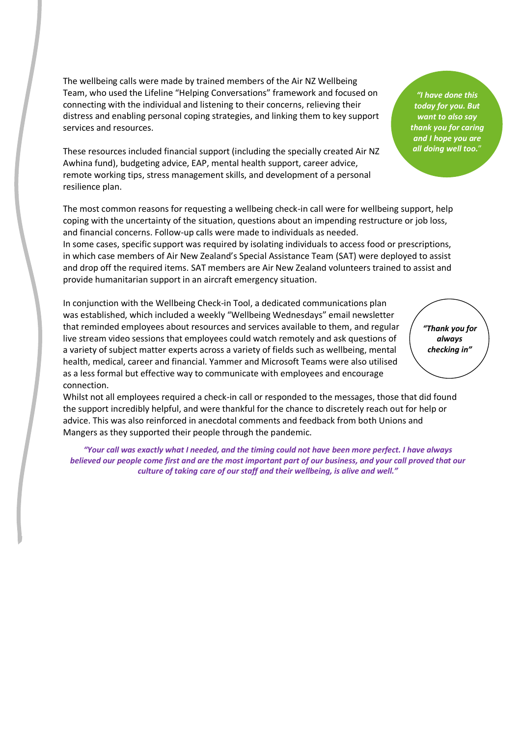The wellbeing calls were made by trained members of the Air NZ Wellbeing Team, who used the Lifeline "Helping Conversations" framework and focused on connecting with the individual and listening to their concerns, relieving their distress and enabling personal coping strategies, and linking them to key support services and resources.

*"I have done this today for you. But want to also say thank you for caring and I hope you are all doing well too."*

These resources included financial support (including the specially created Air NZ Awhina fund), budgeting advice, EAP, mental health support, career advice, remote working tips, stress management skills, and development of a personal resilience plan.

The most common reasons for requesting a wellbeing check-in call were for wellbeing support, help coping with the uncertainty of the situation, questions about an impending restructure or job loss, and financial concerns. Follow-up calls were made to individuals as needed.
In some cases, specific support was required by isolating individuals to access food or prescriptions, in which case members of Air New Zealand's Special Assistance Team (SAT) were deployed to assist and drop off the required items. SAT members are Air New Zealand volunteers trained to assist and provide humanitarian support in an aircraft emergency situation.

In conjunction with the Wellbeing Check-in Tool, a dedicated communications plan was established, which included a weekly "Wellbeing Wednesdays" email newsletter that reminded employees about resources and services available to them, and regular live stream video sessions that employees could watch remotely and ask questions of a variety of subject matter experts across a variety of fields such as wellbeing, mental health, medical, career and financial. Yammer and Microsoft Teams were also utilised as a less formal but effective way to communicate with employees and encourage connection.

*"Thank you for always checking in"*

Whilst not all employees required a check-in call or responded to the messages, those that did found the support incredibly helpful, and were thankful for the chance to discretely reach out for help or advice. This was also reinforced in anecdotal comments and feedback from both Unions and Mangers as they supported their people through the pandemic.

*"Your call was exactly what I needed, and the timing could not have been more perfect. I have always believed our people come first and are the most important part of our business, and your call proved that our culture of taking care of our staff and their wellbeing, is alive and well."*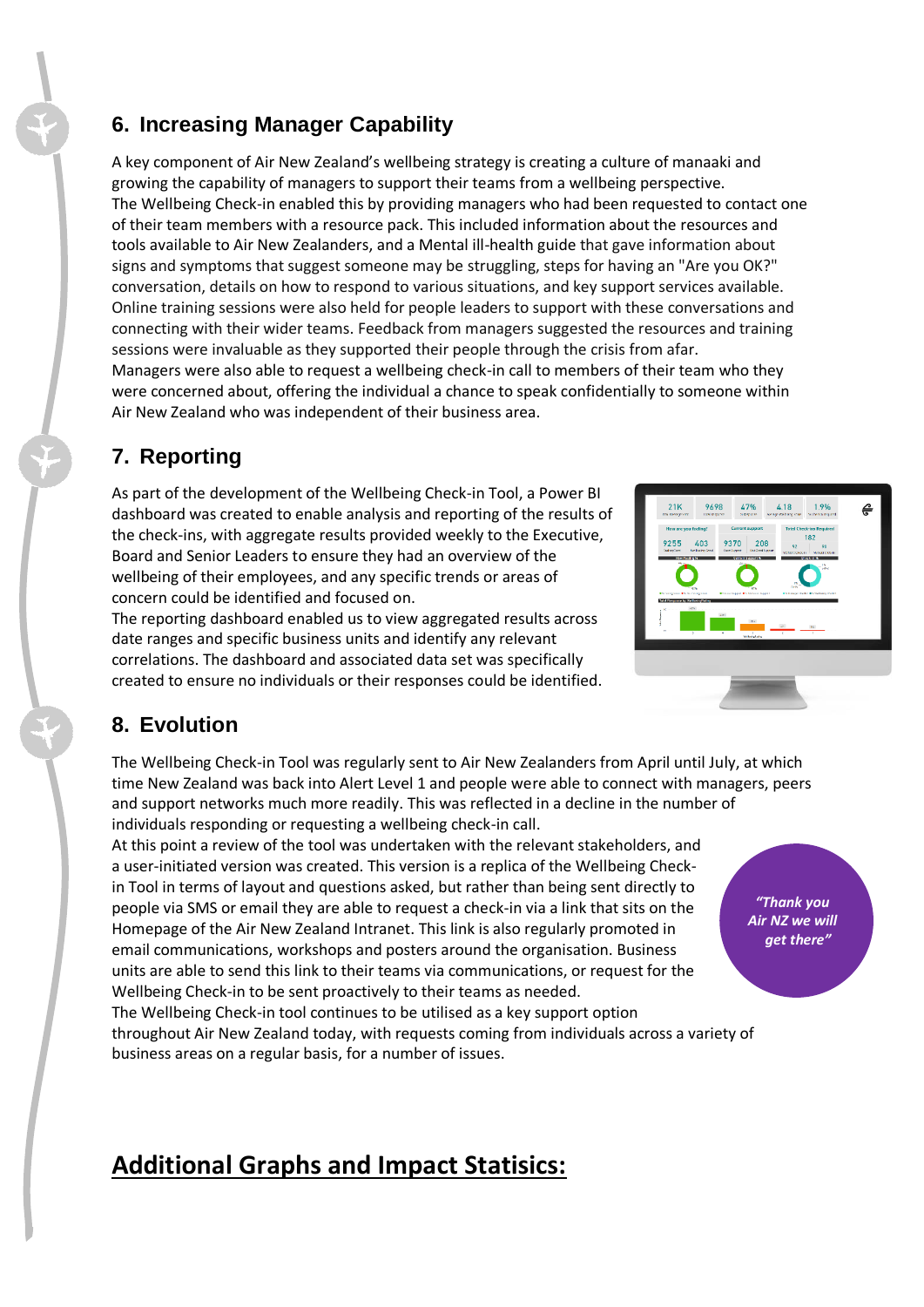## 6. Increasing Manager Capability

A key component of Air New Zealand's wellbeing strategy is creating a culture of manaaki and growing the capability of managers to support their teams from a wellbeing perspective.
The Wellbeing Check-in enabled this by providing managers who had been requested to contact one of their team members with a resource pack. This included information about the resources and tools available to Air New Zealanders, and a Mental ill-health guide that gave information about signs and symptoms that suggest someone may be struggling, steps for having an "Are you OK?" conversation, details on how to respond to various situations, and key support services available. Online training sessions were also held for people leaders to support with these conversations and connecting with their wider teams. Feedback from managers suggested the resources and training sessions were invaluable as they supported their people through the crisis from afar.
Managers were also able to request a wellbeing check-in call to members of their team who they were concerned about, offering the individual a chance to speak confidentially to someone within Air New Zealand who was independent of their business area.

## 7. Reporting

As part of the development of the Wellbeing Check-in Tool, a Power BI dashboard was created to enable analysis and reporting of the results of the check-ins, with aggregate results provided weekly to the Executive, Board and Senior Leaders to ensure they had an overview of the wellbeing of their employees, and any specific trends or areas of concern could be identified and focused on.
The reporting dashboard enabled us to view aggregated results across date ranges and specific business units and identify any relevant correlations. The dashboard and associated data set was specifically created to ensure no individuals or their responses could be identified.

## 8. Evolution

The Wellbeing Check-in Tool was regularly sent to Air New Zealanders from April until July, at which time New Zealand was back into Alert Level 1 and people were able to connect with managers, peers and support networks much more readily. This was reflected in a decline in the number of individuals responding or requesting a wellbeing check-in call.
At this point a review of the tool was undertaken with the relevant stakeholders, and a user-initiated version was created. This version is a replica of the Wellbeing Check-in Tool in terms of layout and questions asked, but rather than being sent directly to people via SMS or email they are able to request a check-in via a link that sits on the Homepage of the Air New Zealand Intranet. This link is also regularly promoted in email communications, workshops and posters around the organisation. Business units are able to send this link to their teams via communications, or request for the Wellbeing Check-in to be sent proactively to their teams as needed.
The Wellbeing Check-in tool continues to be utilised as a key support option throughout Air New Zealand today, with requests coming from individuals across a variety of business areas on a regular basis, for a number of issues.

*"Thank you Air NZ we will get there"*

## Additional Graphs and Impact Statisics: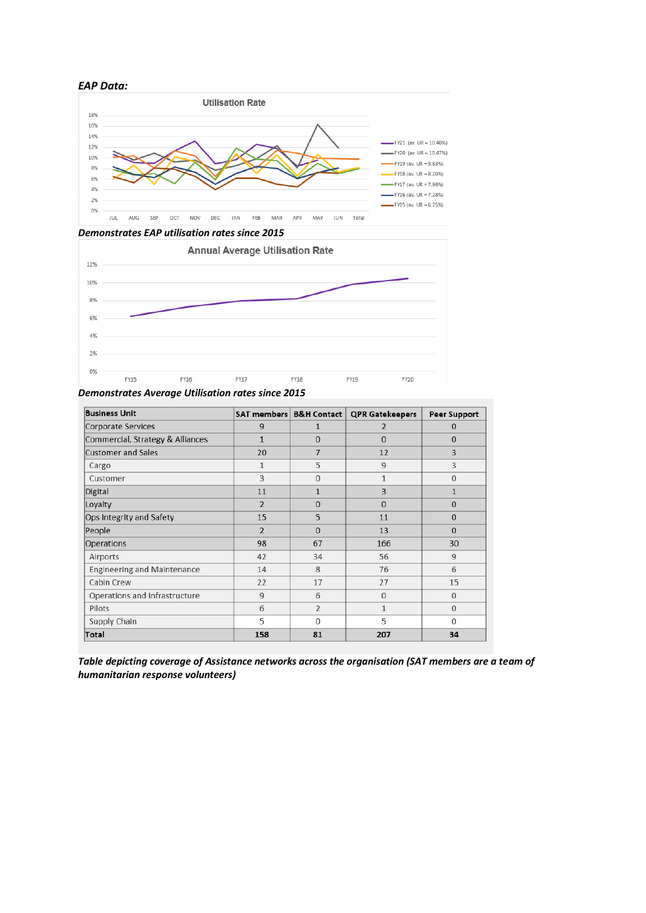***EAP Data:***

***Demonstrates EAP utilisation rates since 2015***

***Demonstrates Average Utilisation rates since 2015***

| Business Unit | SAT members | B&H Contact | QPR Gatekeepers | Peer Support |
|---|---|---|---|---|
| Corporate Services | 9 | 1 | 2 | 0 |
| Commercial, Strategy & Alliances | 1 | 0 | 0 | 0 |
| Customer and Sales | 20 | 7 | 12 | 3 |
| Cargo | 1 | 5 | 9 | 3 |
| Customer | 3 | 0 | 1 | 0 |
| Digital | 11 | 1 | 3 | 1 |
| Loyalty | 2 | 0 | 0 | 0 |
| Ops Integrity and Safety | 15 | 5 | 11 | 0 |
| People | 2 | 0 | 13 | 0 |
| Operations | 98 | 67 | 166 | 30 |
| Airports | 42 | 34 | 56 | 9 |
| Engineering and Maintenance | 14 | 8 | 76 | 6 |
| Cabin Crew | 22 | 17 | 27 | 15 |
| Operations and Infrastructure | 9 | 6 | 0 | 0 |
| Pilots | 6 | 2 | 1 | 0 |
| Supply Chain | 5 | 0 | 5 | 0 |
| **Total** | **158** | **81** | **207** | **34** |

***Table depicting coverage of Assistance networks across the organisation (SAT members are a team of humanitarian response volunteers)***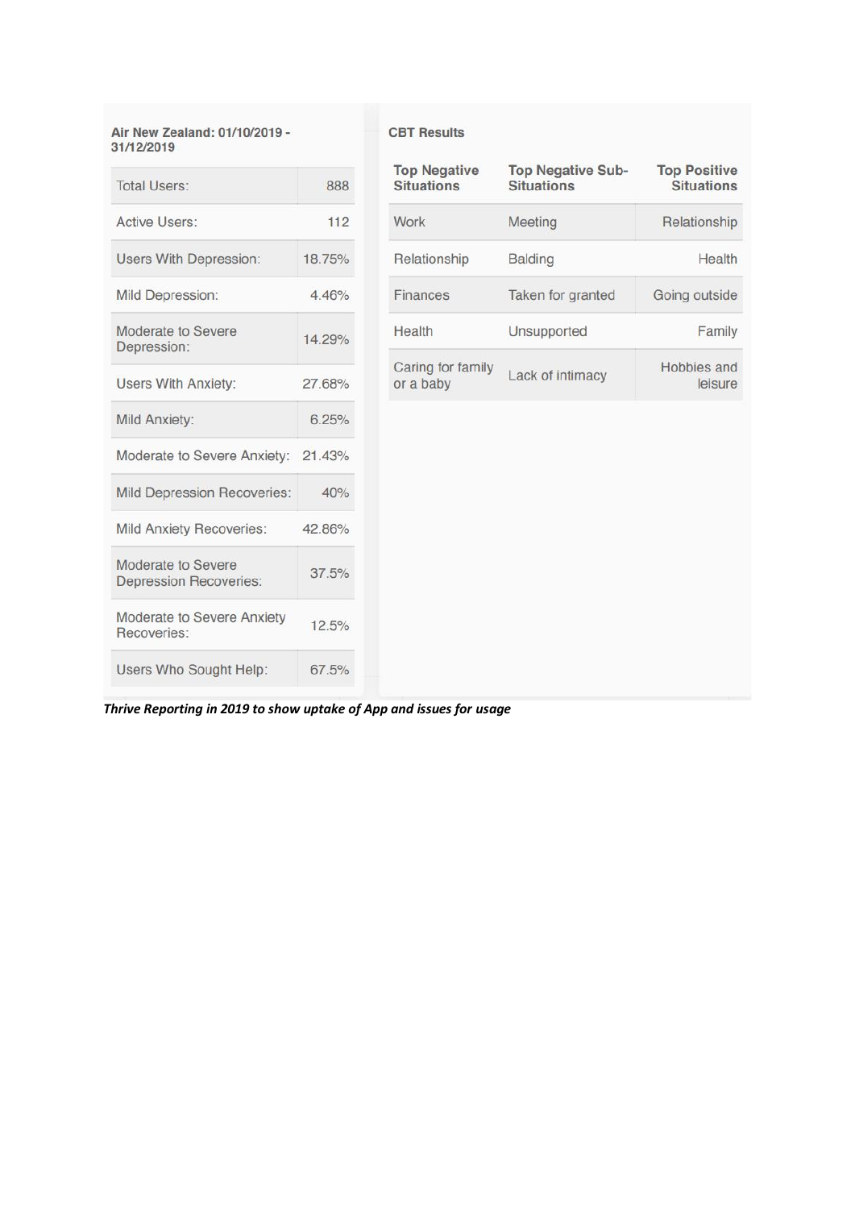**Air New Zealand: 01/10/2019 - 31/12/2019**

| | |
|---|---|
| Total Users: | 888 |
| Active Users: | 112 |
| Users With Depression: | 18.75% |
| Mild Depression: | 4.46% |
| Moderate to Severe Depression: | 14.29% |
| Users With Anxiety: | 27.68% |
| Mild Anxiety: | 6.25% |
| Moderate to Severe Anxiety: | 21.43% |
| Mild Depression Recoveries: | 40% |
| Mild Anxiety Recoveries: | 42.86% |
| Moderate to Severe Depression Recoveries: | 37.5% |
| Moderate to Severe Anxiety Recoveries: | 12.5% |
| Users Who Sought Help: | 67.5% |

**CBT Results**

| Top Negative Situations | Top Negative Sub-Situations | Top Positive Situations |
|---|---|---|
| Work | Meeting | Relationship |
| Relationship | Balding | Health |
| Finances | Taken for granted | Going outside |
| Health | Unsupported | Family |
| Caring for family or a baby | Lack of intimacy | Hobbies and leisure |

***Thrive Reporting in 2019 to show uptake of App and issues for usage***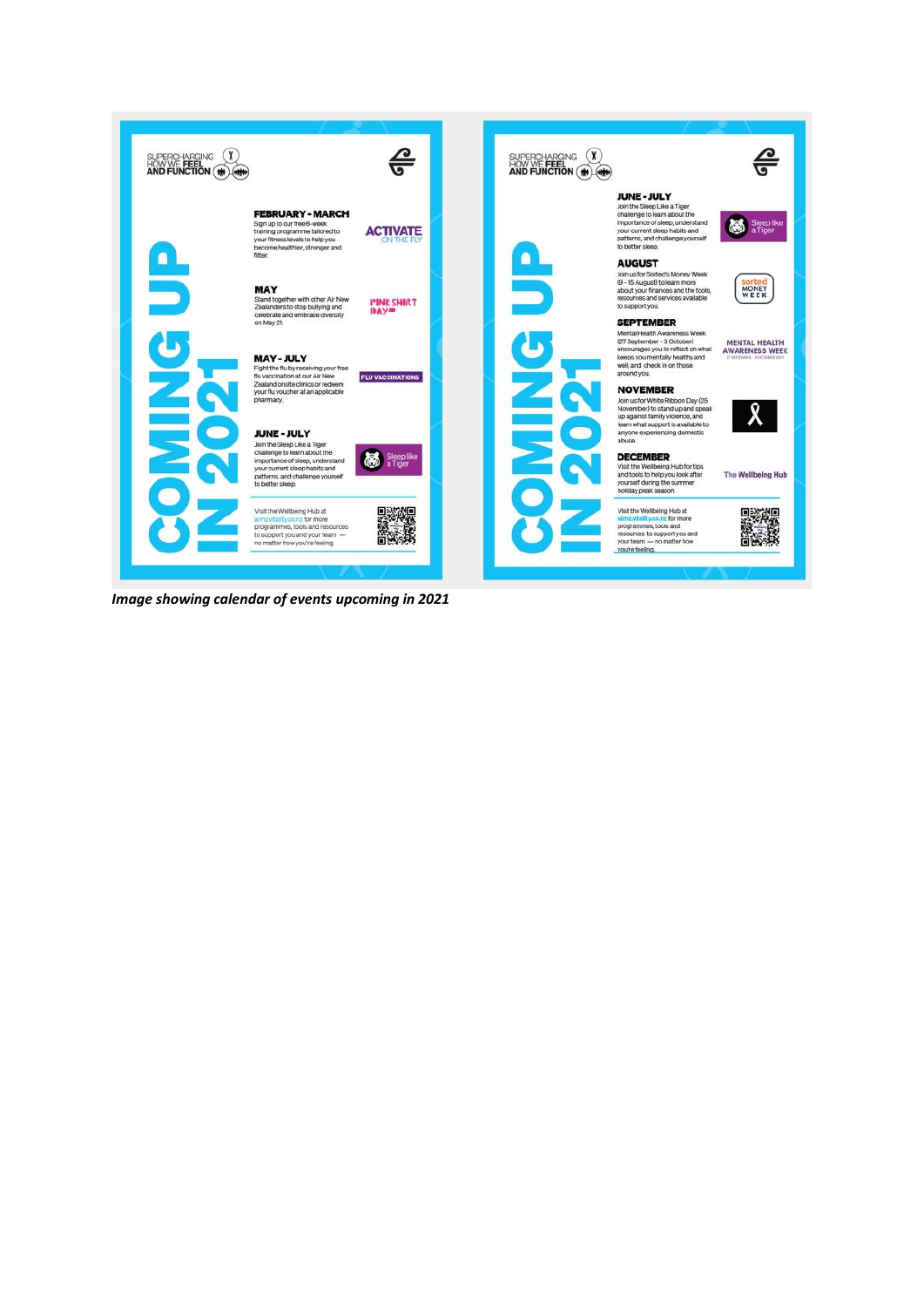SUPERCHARGING HOW WE FEEL AND FUNCTION

# COMING UP IN 2021

**FEBRUARY - MARCH**
Sign up to our free 6-week training programme tailored to your fitness levels to help you become healthier, stronger and fitter.

ACTIVATE ON THE FLY

**MAY**
Stand together with other Air New Zealanders to stop bullying and celebrate and embrace diversity on May 21.

PINK SHIRT DAY

**MAY - JULY**
Fight the flu by receiving your free flu vaccination at our Air New Zealand onsite clinics or redeem your flu voucher at an applicable pharmacy.

FLU VACCINATIONS

**JUNE - JULY**
Join the Sleep Like a Tiger challenge to learn about the importance of sleep, understand your current sleep habits and patterns, and challenge yourself to better sleep.

Sleep like a Tiger

Visit the Wellbeing Hub at airnzvitality.co.nz for more programmes, tools and resources to support you and your team — no matter how you're feeling.

SUPERCHARGING HOW WE FEEL AND FUNCTION

# COMING UP IN 2021

**JUNE - JULY**
Join the Sleep Like a Tiger challenge to learn about the importance of sleep, understand your current sleep habits and patterns, and challenge yourself to better sleep.

Sleep like a Tiger

**AUGUST**
Join us for Sorted's Money Week (9 - 15 August) to learn more about your finances and the tools, resources and services available to support you.

sorted MONEY WEEK

**SEPTEMBER**
Mental Health Awareness Week (27 September - 3 October) encourages you to reflect on what keeps you mentally healthy and well, and check in on those around you.

MENTAL HEALTH AWARENESS WEEK

**NOVEMBER**
Join us for White Ribbon Day (25 November) to stand up and speak up against family violence, and learn what support is available to anyone experiencing domestic abuse.

**DECEMBER**
Visit the Wellbeing Hub for tips and tools to help you look after yourself during the summer holiday peak season.

The Wellbeing Hub

Visit the Wellbeing Hub at airnz.vitality.co.nz for more programmes, tools and resources to support you and your team — no matter how you're feeling.

*Image showing calendar of events upcoming in 2021*